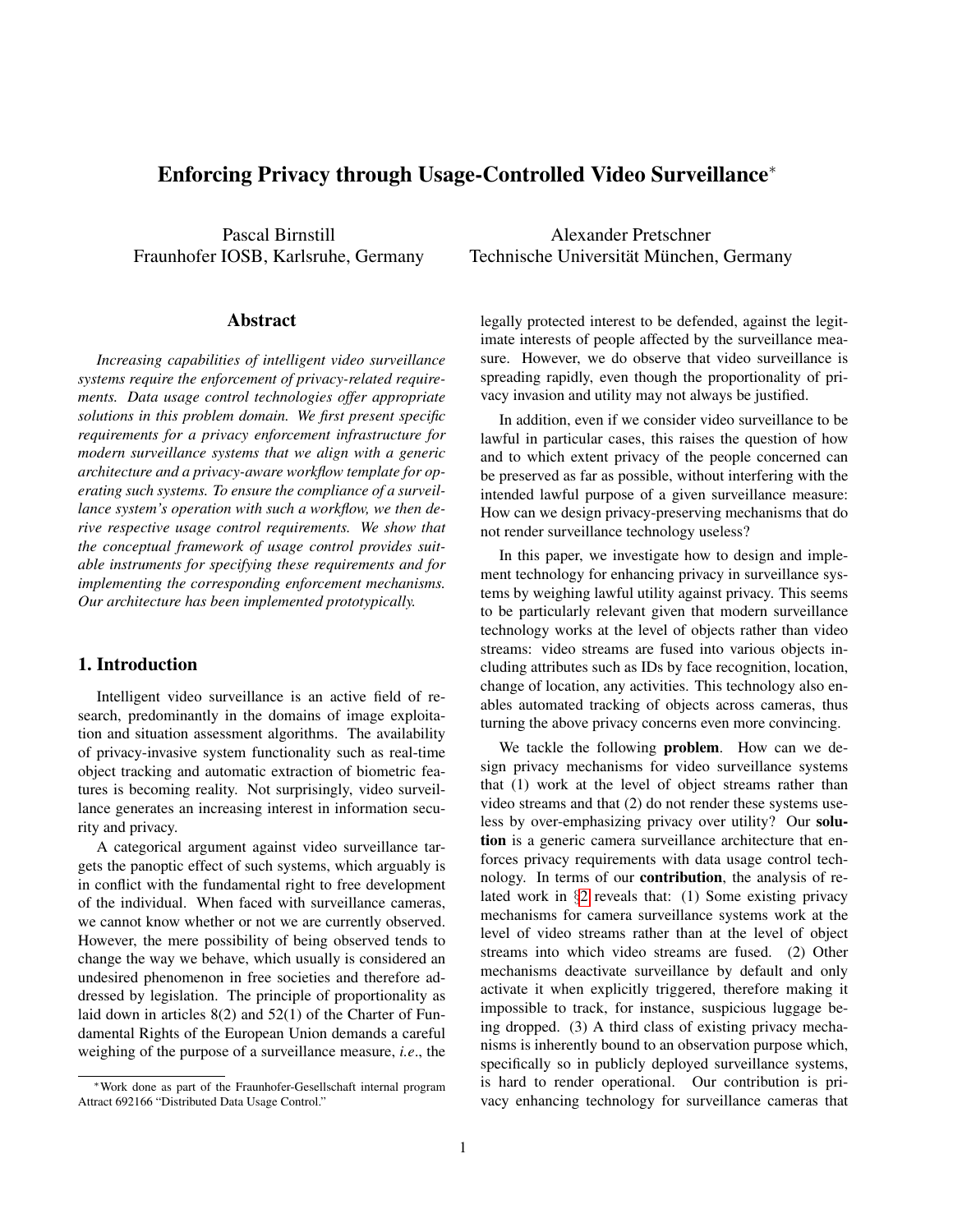# Enforcing Privacy through Usage-Controlled Video Surveillance*

Pascal Birnstill
Fraunhofer IOSB, Karlsruhe, Germany

Alexander Pretschner
Technische Universität München, Germany

## Abstract

*Increasing capabilities of intelligent video surveillance systems require the enforcement of privacy-related requirements. Data usage control technologies offer appropriate solutions in this problem domain. We first present specific requirements for a privacy enforcement infrastructure for modern surveillance systems that we align with a generic architecture and a privacy-aware workflow template for operating such systems. To ensure the compliance of a surveillance system's operation with such a workflow, we then derive respective usage control requirements. We show that the conceptual framework of usage control provides suitable instruments for specifying these requirements and for implementing the corresponding enforcement mechanisms. Our architecture has been implemented prototypically.*

## 1. Introduction

Intelligent video surveillance is an active field of research, predominantly in the domains of image exploitation and situation assessment algorithms. The availability of privacy-invasive system functionality such as real-time object tracking and automatic extraction of biometric features is becoming reality. Not surprisingly, video surveillance generates an increasing interest in information security and privacy.

A categorical argument against video surveillance targets the panoptic effect of such systems, which arguably is in conflict with the fundamental right to free development of the individual. When faced with surveillance cameras, we cannot know whether or not we are currently observed. However, the mere possibility of being observed tends to change the way we behave, which usually is considered an undesired phenomenon in free societies and therefore addressed by legislation. The principle of proportionality as laid down in articles 8(2) and 52(1) of the Charter of Fundamental Rights of the European Union demands a careful weighing of the purpose of a surveillance measure, *i.e.*, the legally protected interest to be defended, against the legitimate interests of people affected by the surveillance measure. However, we do observe that video surveillance is spreading rapidly, even though the proportionality of privacy invasion and utility may not always be justified.

In addition, even if we consider video surveillance to be lawful in particular cases, this raises the question of how and to which extent privacy of the people concerned can be preserved as far as possible, without interfering with the intended lawful purpose of a given surveillance measure: How can we design privacy-preserving mechanisms that do not render surveillance technology useless?

In this paper, we investigate how to design and implement technology for enhancing privacy in surveillance systems by weighing lawful utility against privacy. This seems to be particularly relevant given that modern surveillance technology works at the level of objects rather than video streams: video streams are fused into various objects including attributes such as IDs by face recognition, location, change of location, any activities. This technology also enables automated tracking of objects across cameras, thus turning the above privacy concerns even more convincing.

We tackle the following **problem**. How can we design privacy mechanisms for video surveillance systems that (1) work at the level of object streams rather than video streams and that (2) do not render these systems useless by over-emphasizing privacy over utility? Our **solution** is a generic camera surveillance architecture that enforces privacy requirements with data usage control technology. In terms of our **contribution**, the analysis of related work in §2 reveals that: (1) Some existing privacy mechanisms for camera surveillance systems work at the level of video streams rather than at the level of object streams into which video streams are fused. (2) Other mechanisms deactivate surveillance by default and only activate it when explicitly triggered, therefore making it impossible to track, for instance, suspicious luggage being dropped. (3) A third class of existing privacy mechanisms is inherently bound to an observation purpose which, specifically so in publicly deployed surveillance systems, is hard to render operational. Our contribution is privacy enhancing technology for surveillance cameras that

*Work done as part of the Fraunhofer-Gesellschaft internal program Attract 692166 "Distributed Data Usage Control."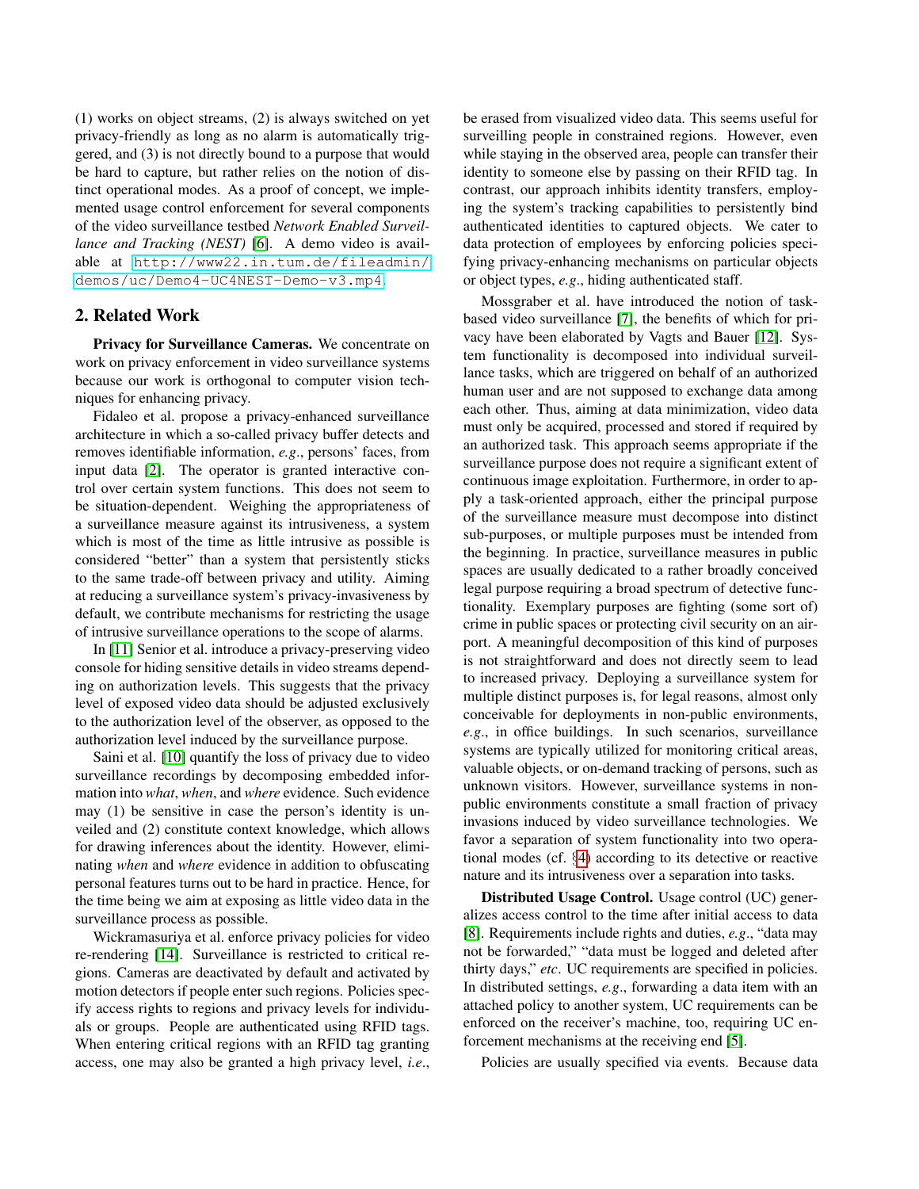(1) works on object streams, (2) is always switched on yet privacy-friendly as long as no alarm is automatically triggered, and (3) is not directly bound to a purpose that would be hard to capture, but rather relies on the notion of distinct operational modes. As a proof of concept, we implemented usage control enforcement for several components of the video surveillance testbed *Network Enabled Surveillance and Tracking (NEST)* [6]. A demo video is available at http://www22.in.tum.de/fileadmin/demos/uc/Demo4-UC4NEST-Demo-v3.mp4.

## 2. Related Work

**Privacy for Surveillance Cameras.** We concentrate on work on privacy enforcement in video surveillance systems because our work is orthogonal to computer vision techniques for enhancing privacy.

Fidaleo et al. propose a privacy-enhanced surveillance architecture in which a so-called privacy buffer detects and removes identifiable information, *e.g.*, persons' faces, from input data [2]. The operator is granted interactive control over certain system functions. This does not seem to be situation-dependent. Weighing the appropriateness of a surveillance measure against its intrusiveness, a system which is most of the time as little intrusive as possible is considered "better" than a system that persistently sticks to the same trade-off between privacy and utility. Aiming at reducing a surveillance system's privacy-invasiveness by default, we contribute mechanisms for restricting the usage of intrusive surveillance operations to the scope of alarms.

In [11] Senior et al. introduce a privacy-preserving video console for hiding sensitive details in video streams depending on authorization levels. This suggests that the privacy level of exposed video data should be adjusted exclusively to the authorization level of the observer, as opposed to the authorization level induced by the surveillance purpose.

Saini et al. [10] quantify the loss of privacy due to video surveillance recordings by decomposing embedded information into *what*, *when*, and *where* evidence. Such evidence may (1) be sensitive in case the person's identity is unveiled and (2) constitute context knowledge, which allows for drawing inferences about the identity. However, eliminating *when* and *where* evidence in addition to obfuscating personal features turns out to be hard in practice. Hence, for the time being we aim at exposing as little video data in the surveillance process as possible.

Wickramasuriya et al. enforce privacy policies for video re-rendering [14]. Surveillance is restricted to critical regions. Cameras are deactivated by default and activated by motion detectors if people enter such regions. Policies specify access rights to regions and privacy levels for individuals or groups. People are authenticated using RFID tags. When entering critical regions with an RFID tag granting access, one may also be granted a high privacy level, *i.e.*, be erased from visualized video data. This seems useful for surveilling people in constrained regions. However, even while staying in the observed area, people can transfer their identity to someone else by passing on their RFID tag. In contrast, our approach inhibits identity transfers, employing the system's tracking capabilities to persistently bind authenticated identities to captured objects. We cater to data protection of employees by enforcing policies specifying privacy-enhancing mechanisms on particular objects or object types, *e.g.*, hiding authenticated staff.

Mossgraber et al. have introduced the notion of task-based video surveillance [7], the benefits of which for privacy have been elaborated by Vagts and Bauer [12]. System functionality is decomposed into individual surveillance tasks, which are triggered on behalf of an authorized human user and are not supposed to exchange data among each other. Thus, aiming at data minimization, video data must only be acquired, processed and stored if required by an authorized task. This approach seems appropriate if the surveillance purpose does not require a significant extent of continuous image exploitation. Furthermore, in order to apply a task-oriented approach, either the principal purpose of the surveillance measure must decompose into distinct sub-purposes, or multiple purposes must be intended from the beginning. In practice, surveillance measures in public spaces are usually dedicated to a rather broadly conceived legal purpose requiring a broad spectrum of detective functionality. Exemplary purposes are fighting (some sort of) crime in public spaces or protecting civil security on an airport. A meaningful decomposition of this kind of purposes is not straightforward and does not directly seem to lead to increased privacy. Deploying a surveillance system for multiple distinct purposes is, for legal reasons, almost only conceivable for deployments in non-public environments, *e.g.*, in office buildings. In such scenarios, surveillance systems are typically utilized for monitoring critical areas, valuable objects, or on-demand tracking of persons, such as unknown visitors. However, surveillance systems in non-public environments constitute a small fraction of privacy invasions induced by video surveillance technologies. We favor a separation of system functionality into two operational modes (cf. §4) according to its detective or reactive nature and its intrusiveness over a separation into tasks.

**Distributed Usage Control.** Usage control (UC) generalizes access control to the time after initial access to data [8]. Requirements include rights and duties, *e.g.*, "data may not be forwarded," "data must be logged and deleted after thirty days," *etc*. UC requirements are specified in policies. In distributed settings, *e.g.*, forwarding a data item with an attached policy to another system, UC requirements can be enforced on the receiver's machine, too, requiring UC enforcement mechanisms at the receiving end [5].

Policies are usually specified via events. Because data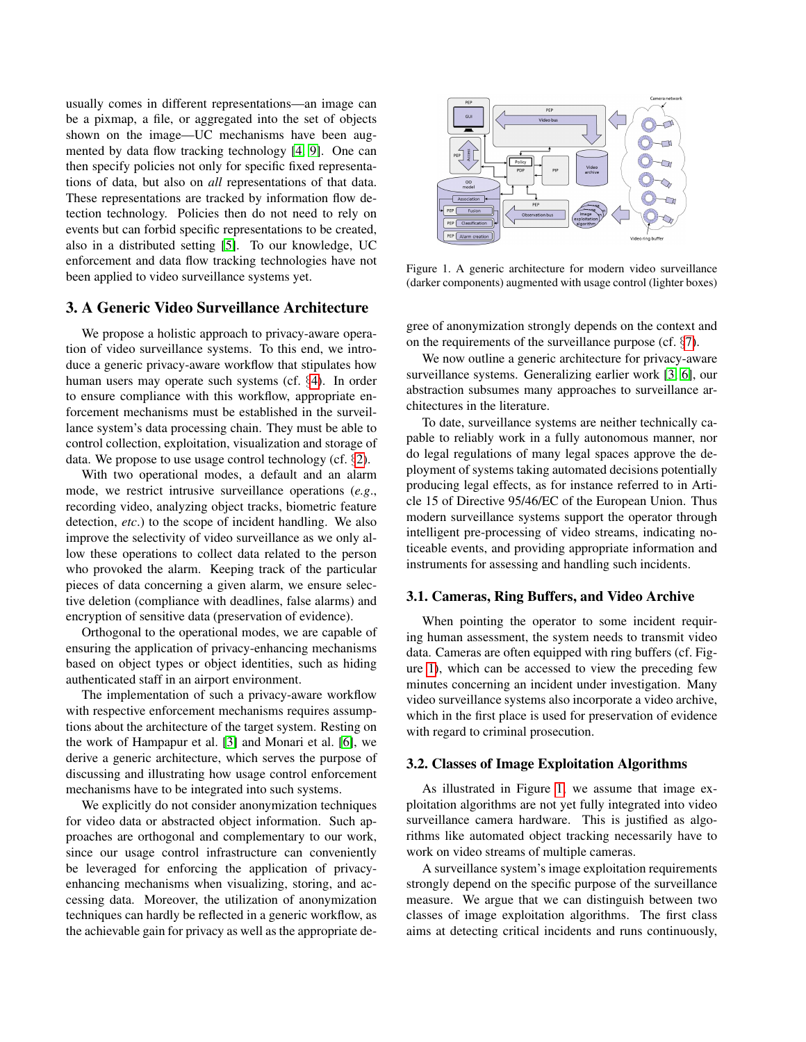usually comes in different representations—an image can be a pixmap, a file, or aggregated into the set of objects shown on the image—UC mechanisms have been augmented by data flow tracking technology [4, 9]. One can then specify policies not only for specific fixed representations of data, but also on *all* representations of that data. These representations are tracked by information flow detection technology. Policies then do not need to rely on events but can forbid specific representations to be created, also in a distributed setting [5]. To our knowledge, UC enforcement and data flow tracking technologies have not been applied to video surveillance systems yet.

## 3. A Generic Video Surveillance Architecture

We propose a holistic approach to privacy-aware operation of video surveillance systems. To this end, we introduce a generic privacy-aware workflow that stipulates how human users may operate such systems (cf. §4). In order to ensure compliance with this workflow, appropriate enforcement mechanisms must be established in the surveillance system's data processing chain. They must be able to control collection, exploitation, visualization and storage of data. We propose to use usage control technology (cf. §2).

With two operational modes, a default and an alarm mode, we restrict intrusive surveillance operations (*e.g.*, recording video, analyzing object tracks, biometric feature detection, *etc.*) to the scope of incident handling. We also improve the selectivity of video surveillance as we only allow these operations to collect data related to the person who provoked the alarm. Keeping track of the particular pieces of data concerning a given alarm, we ensure selective deletion (compliance with deadlines, false alarms) and encryption of sensitive data (preservation of evidence).

Orthogonal to the operational modes, we are capable of ensuring the application of privacy-enhancing mechanisms based on object types or object identities, such as hiding authenticated staff in an airport environment.

The implementation of such a privacy-aware workflow with respective enforcement mechanisms requires assumptions about the architecture of the target system. Resting on the work of Hampapur et al. [3] and Monari et al. [6], we derive a generic architecture, which serves the purpose of discussing and illustrating how usage control enforcement mechanisms have to be integrated into such systems.

We explicitly do not consider anonymization techniques for video data or abstracted object information. Such approaches are orthogonal and complementary to our work, since our usage control infrastructure can conveniently be leveraged for enforcing the application of privacy-enhancing mechanisms when visualizing, storing, and accessing data. Moreover, the utilization of anonymization techniques can hardly be reflected in a generic workflow, as the achievable gain for privacy as well as the appropriate degree of anonymization strongly depends on the context and on the requirements of the surveillance purpose (cf. §7).

PEP
GUI
PEP
Video bus
Camera network
PEP
Access
Policy
PDP
PIP
Video archive
OO model
Association
PEP Fusion
PEP Classification
PEP Alarm creation
PEP
Observation bus
Image exploitation algorithm
Video ring buffer

Figure 1. A generic architecture for modern video surveillance (darker components) augmented with usage control (lighter boxes)

We now outline a generic architecture for privacy-aware surveillance systems. Generalizing earlier work [3, 6], our abstraction subsumes many approaches to surveillance architectures in the literature.

To date, surveillance systems are neither technically capable to reliably work in a fully autonomous manner, nor do legal regulations of many legal spaces approve the deployment of systems taking automated decisions potentially producing legal effects, as for instance referred to in Article 15 of Directive 95/46/EC of the European Union. Thus modern surveillance systems support the operator through intelligent pre-processing of video streams, indicating noticeable events, and providing appropriate information and instruments for assessing and handling such incidents.

### 3.1. Cameras, Ring Buffers, and Video Archive

When pointing the operator to some incident requiring human assessment, the system needs to transmit video data. Cameras are often equipped with ring buffers (cf. Figure 1), which can be accessed to view the preceding few minutes concerning an incident under investigation. Many video surveillance systems also incorporate a video archive, which in the first place is used for preservation of evidence with regard to criminal prosecution.

### 3.2. Classes of Image Exploitation Algorithms

As illustrated in Figure 1, we assume that image exploitation algorithms are not yet fully integrated into video surveillance camera hardware. This is justified as algorithms like automated object tracking necessarily have to work on video streams of multiple cameras.

A surveillance system's image exploitation requirements strongly depend on the specific purpose of the surveillance measure. We argue that we can distinguish between two classes of image exploitation algorithms. The first class aims at detecting critical incidents and runs continuously,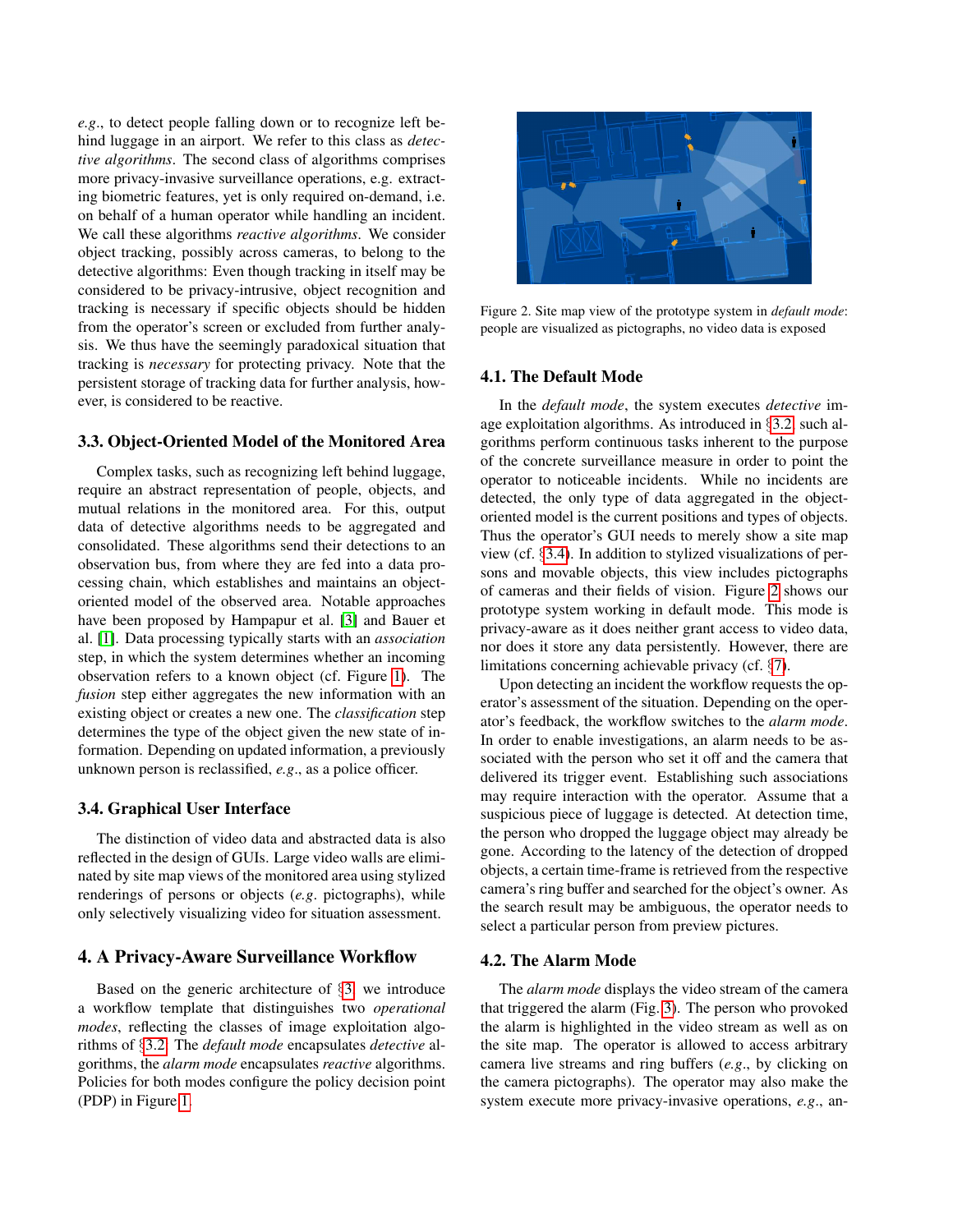*e.g.*, to detect people falling down or to recognize left behind luggage in an airport. We refer to this class as *detective algorithms*. The second class of algorithms comprises more privacy-invasive surveillance operations, e.g. extracting biometric features, yet is only required on-demand, i.e. on behalf of a human operator while handling an incident. We call these algorithms *reactive algorithms*. We consider object tracking, possibly across cameras, to belong to the detective algorithms: Even though tracking in itself may be considered to be privacy-intrusive, object recognition and tracking is necessary if specific objects should be hidden from the operator's screen or excluded from further analysis. We thus have the seemingly paradoxical situation that tracking is *necessary* for protecting privacy. Note that the persistent storage of tracking data for further analysis, however, is considered to be reactive.

### 3.3. Object-Oriented Model of the Monitored Area

Complex tasks, such as recognizing left behind luggage, require an abstract representation of people, objects, and mutual relations in the monitored area. For this, output data of detective algorithms needs to be aggregated and consolidated. These algorithms send their detections to an observation bus, from where they are fed into a data processing chain, which establishes and maintains an object-oriented model of the observed area. Notable approaches have been proposed by Hampapur et al. [3] and Bauer et al. [1]. Data processing typically starts with an *association* step, in which the system determines whether an incoming observation refers to a known object (cf. Figure 1). The *fusion* step either aggregates the new information with an existing object or creates a new one. The *classification* step determines the type of the object given the new state of information. Depending on updated information, a previously unknown person is reclassified, *e.g.*, as a police officer.

### 3.4. Graphical User Interface

The distinction of video data and abstracted data is also reflected in the design of GUIs. Large video walls are eliminated by site map views of the monitored area using stylized renderings of persons or objects (*e.g.* pictographs), while only selectively visualizing video for situation assessment.

## 4. A Privacy-Aware Surveillance Workflow

Based on the generic architecture of §3 we introduce a workflow template that distinguishes two *operational modes*, reflecting the classes of image exploitation algorithms of §3.2. The *default mode* encapsulates *detective* algorithms, the *alarm mode* encapsulates *reactive* algorithms. Policies for both modes configure the policy decision point (PDP) in Figure 1.

Figure 2. Site map view of the prototype system in *default mode*: people are visualized as pictographs, no video data is exposed

### 4.1. The Default Mode

In the *default mode*, the system executes *detective* image exploitation algorithms. As introduced in §3.2, such algorithms perform continuous tasks inherent to the purpose of the concrete surveillance measure in order to point the operator to noticeable incidents. While no incidents are detected, the only type of data aggregated in the object-oriented model is the current positions and types of objects. Thus the operator's GUI needs to merely show a site map view (cf. §3.4). In addition to stylized visualizations of persons and movable objects, this view includes pictographs of cameras and their fields of vision. Figure 2 shows our prototype system working in default mode. This mode is privacy-aware as it does neither grant access to video data, nor does it store any data persistently. However, there are limitations concerning achievable privacy (cf. §7).

Upon detecting an incident the workflow requests the operator's assessment of the situation. Depending on the operator's feedback, the workflow switches to the *alarm mode*. In order to enable investigations, an alarm needs to be associated with the person who set it off and the camera that delivered its trigger event. Establishing such associations may require interaction with the operator. Assume that a suspicious piece of luggage is detected. At detection time, the person who dropped the luggage object may already be gone. According to the latency of the detection of dropped objects, a certain time-frame is retrieved from the respective camera's ring buffer and searched for the object's owner. As the search result may be ambiguous, the operator needs to select a particular person from preview pictures.

### 4.2. The Alarm Mode

The *alarm mode* displays the video stream of the camera that triggered the alarm (Fig. 3). The person who provoked the alarm is highlighted in the video stream as well as on the site map. The operator is allowed to access arbitrary camera live streams and ring buffers (*e.g.*, by clicking on the camera pictographs). The operator may also make the system execute more privacy-invasive operations, *e.g.*, an-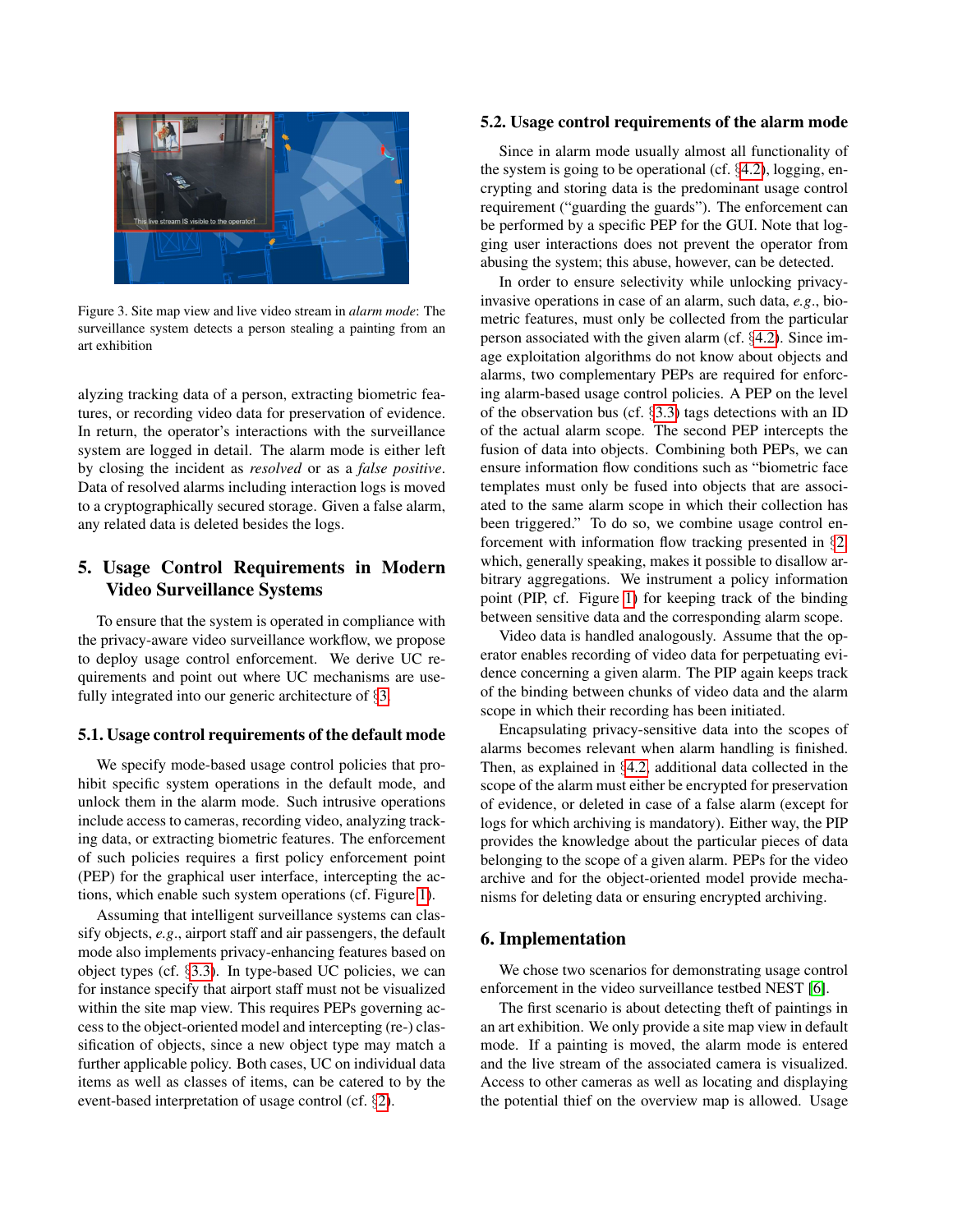Figure 3. Site map view and live video stream in *alarm mode*: The surveillance system detects a person stealing a painting from an art exhibition

alyzing tracking data of a person, extracting biometric features, or recording video data for preservation of evidence. In return, the operator's interactions with the surveillance system are logged in detail. The alarm mode is either left by closing the incident as *resolved* or as a *false positive*. Data of resolved alarms including interaction logs is moved to a cryptographically secured storage. Given a false alarm, any related data is deleted besides the logs.

## 5. Usage Control Requirements in Modern Video Surveillance Systems

To ensure that the system is operated in compliance with the privacy-aware video surveillance workflow, we propose to deploy usage control enforcement. We derive UC requirements and point out where UC mechanisms are usefully integrated into our generic architecture of §3.

### 5.1. Usage control requirements of the default mode

We specify mode-based usage control policies that prohibit specific system operations in the default mode, and unlock them in the alarm mode. Such intrusive operations include access to cameras, recording video, analyzing tracking data, or extracting biometric features. The enforcement of such policies requires a first policy enforcement point (PEP) for the graphical user interface, intercepting the actions, which enable such system operations (cf. Figure 1).

Assuming that intelligent surveillance systems can classify objects, *e.g.*, airport staff and air passengers, the default mode also implements privacy-enhancing features based on object types (cf. §3.3). In type-based UC policies, we can for instance specify that airport staff must not be visualized within the site map view. This requires PEPs governing access to the object-oriented model and intercepting (re-) classification of objects, since a new object type may match a further applicable policy. Both cases, UC on individual data items as well as classes of items, can be catered to by the event-based interpretation of usage control (cf. §2).

### 5.2. Usage control requirements of the alarm mode

Since in alarm mode usually almost all functionality of the system is going to be operational (cf. §4.2), logging, encrypting and storing data is the predominant usage control requirement ("guarding the guards"). The enforcement can be performed by a specific PEP for the GUI. Note that logging user interactions does not prevent the operator from abusing the system; this abuse, however, can be detected.

In order to ensure selectivity while unlocking privacy-invasive operations in case of an alarm, such data, *e.g.*, biometric features, must only be collected from the particular person associated with the given alarm (cf. §4.2). Since image exploitation algorithms do not know about objects and alarms, two complementary PEPs are required for enforcing alarm-based usage control policies. A PEP on the level of the observation bus (cf. §3.3) tags detections with an ID of the actual alarm scope. The second PEP intercepts the fusion of data into objects. Combining both PEPs, we can ensure information flow conditions such as "biometric face templates must only be fused into objects that are associated to the same alarm scope in which their collection has been triggered." To do so, we combine usage control enforcement with information flow tracking presented in §2 which, generally speaking, makes it possible to disallow arbitrary aggregations. We instrument a policy information point (PIP, cf. Figure 1) for keeping track of the binding between sensitive data and the corresponding alarm scope.

Video data is handled analogously. Assume that the operator enables recording of video data for perpetuating evidence concerning a given alarm. The PIP again keeps track of the binding between chunks of video data and the alarm scope in which their recording has been initiated.

Encapsulating privacy-sensitive data into the scopes of alarms becomes relevant when alarm handling is finished. Then, as explained in §4.2, additional data collected in the scope of the alarm must either be encrypted for preservation of evidence, or deleted in case of a false alarm (except for logs for which archiving is mandatory). Either way, the PIP provides the knowledge about the particular pieces of data belonging to the scope of a given alarm. PEPs for the video archive and for the object-oriented model provide mechanisms for deleting data or ensuring encrypted archiving.

## 6. Implementation

We chose two scenarios for demonstrating usage control enforcement in the video surveillance testbed NEST [6].

The first scenario is about detecting theft of paintings in an art exhibition. We only provide a site map view in default mode. If a painting is moved, the alarm mode is entered and the live stream of the associated camera is visualized. Access to other cameras as well as locating and displaying the potential thief on the overview map is allowed. Usage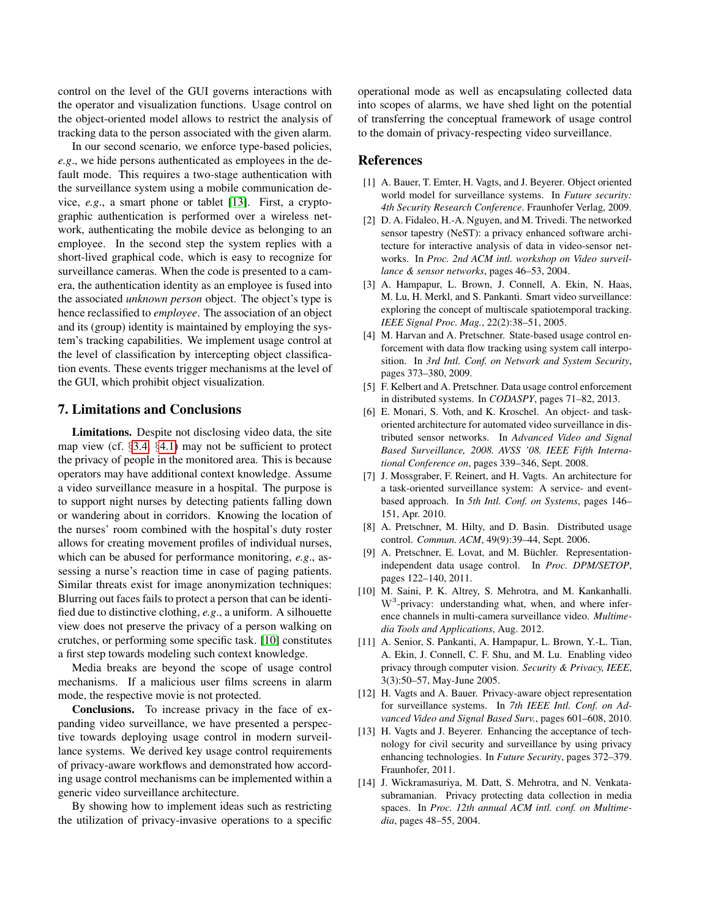control on the level of the GUI governs interactions with the operator and visualization functions. Usage control on the object-oriented model allows to restrict the analysis of tracking data to the person associated with the given alarm.

In our second scenario, we enforce type-based policies, *e.g*., we hide persons authenticated as employees in the default mode. This requires a two-stage authentication with the surveillance system using a mobile communication device, *e.g*., a smart phone or tablet [13]. First, a cryptographic authentication is performed over a wireless network, authenticating the mobile device as belonging to an employee. In the second step the system replies with a short-lived graphical code, which is easy to recognize for surveillance cameras. When the code is presented to a camera, the authentication identity as an employee is fused into the associated *unknown person* object. The object's type is hence reclassified to *employee*. The association of an object and its (group) identity is maintained by employing the system's tracking capabilities. We implement usage control at the level of classification by intercepting object classification events. These events trigger mechanisms at the level of the GUI, which prohibit object visualization.

## 7. Limitations and Conclusions

**Limitations.** Despite not disclosing video data, the site map view (cf. §3.4, §4.1) may not be sufficient to protect the privacy of people in the monitored area. This is because operators may have additional context knowledge. Assume a video surveillance measure in a hospital. The purpose is to support night nurses by detecting patients falling down or wandering about in corridors. Knowing the location of the nurses' room combined with the hospital's duty roster allows for creating movement profiles of individual nurses, which can be abused for performance monitoring, *e.g*., assessing a nurse's reaction time in case of paging patients. Similar threats exist for image anonymization techniques: Blurring out faces fails to protect a person that can be identified due to distinctive clothing, *e.g*., a uniform. A silhouette view does not preserve the privacy of a person walking on crutches, or performing some specific task. [10] constitutes a first step towards modeling such context knowledge.

Media breaks are beyond the scope of usage control mechanisms. If a malicious user films screens in alarm mode, the respective movie is not protected.

**Conclusions.** To increase privacy in the face of expanding video surveillance, we have presented a perspective towards deploying usage control in modern surveillance systems. We derived key usage control requirements of privacy-aware workflows and demonstrated how according usage control mechanisms can be implemented within a generic video surveillance architecture.

By showing how to implement ideas such as restricting the utilization of privacy-invasive operations to a specific operational mode as well as encapsulating collected data into scopes of alarms, we have shed light on the potential of transferring the conceptual framework of usage control to the domain of privacy-respecting video surveillance.

## References

[1] A. Bauer, T. Emter, H. Vagts, and J. Beyerer. Object oriented world model for surveillance systems. In *Future security: 4th Security Research Conference*. Fraunhofer Verlag, 2009.

[2] D. A. Fidaleo, H.-A. Nguyen, and M. Trivedi. The networked sensor tapestry (NeST): a privacy enhanced software architecture for interactive analysis of data in video-sensor networks. In *Proc. 2nd ACM intl. workshop on Video surveillance & sensor networks*, pages 46–53, 2004.

[3] A. Hampapur, L. Brown, J. Connell, A. Ekin, N. Haas, M. Lu, H. Merkl, and S. Pankanti. Smart video surveillance: exploring the concept of multiscale spatiotemporal tracking. *IEEE Signal Proc. Mag.*, 22(2):38–51, 2005.

[4] M. Harvan and A. Pretschner. State-based usage control enforcement with data flow tracking using system call interposition. In *3rd Intl. Conf. on Network and System Security*, pages 373–380, 2009.

[5] F. Kelbert and A. Pretschner. Data usage control enforcement in distributed systems. In *CODASPY*, pages 71–82, 2013.

[6] E. Monari, S. Voth, and K. Kroschel. An object- and task-oriented architecture for automated video surveillance in distributed sensor networks. In *Advanced Video and Signal Based Surveillance, 2008. AVSS '08. IEEE Fifth International Conference on*, pages 339–346, Sept. 2008.

[7] J. Mossgraber, F. Reinert, and H. Vagts. An architecture for a task-oriented surveillance system: A service- and event-based approach. In *5th Intl. Conf. on Systems*, pages 146–151, Apr. 2010.

[8] A. Pretschner, M. Hilty, and D. Basin. Distributed usage control. *Commun. ACM*, 49(9):39–44, Sept. 2006.

[9] A. Pretschner, E. Lovat, and M. Büchler. Representation-independent data usage control. In *Proc. DPM/SETOP*, pages 122–140, 2011.

[10] M. Saini, P. K. Altrey, S. Mehrotra, and M. Kankanhalli. $W^3$-privacy: understanding what, when, and where inference channels in multi-camera surveillance video. *Multimedia Tools and Applications*, Aug. 2012.

[11] A. Senior, S. Pankanti, A. Hampapur, L. Brown, Y.-L. Tian, A. Ekin, J. Connell, C. F. Shu, and M. Lu. Enabling video privacy through computer vision. *Security & Privacy, IEEE*, 3(3):50–57, May-June 2005.

[12] H. Vagts and A. Bauer. Privacy-aware object representation for surveillance systems. In *7th IEEE Intl. Conf. on Advanced Video and Signal Based Surv.*, pages 601–608, 2010.

[13] H. Vagts and J. Beyerer. Enhancing the acceptance of technology for civil security and surveillance by using privacy enhancing technologies. In *Future Security*, pages 372–379. Fraunhofer, 2011.

[14] J. Wickramasuriya, M. Datt, S. Mehrotra, and N. Venkatasubramanian. Privacy protecting data collection in media spaces. In *Proc. 12th annual ACM intl. conf. on Multimedia*, pages 48–55, 2004.